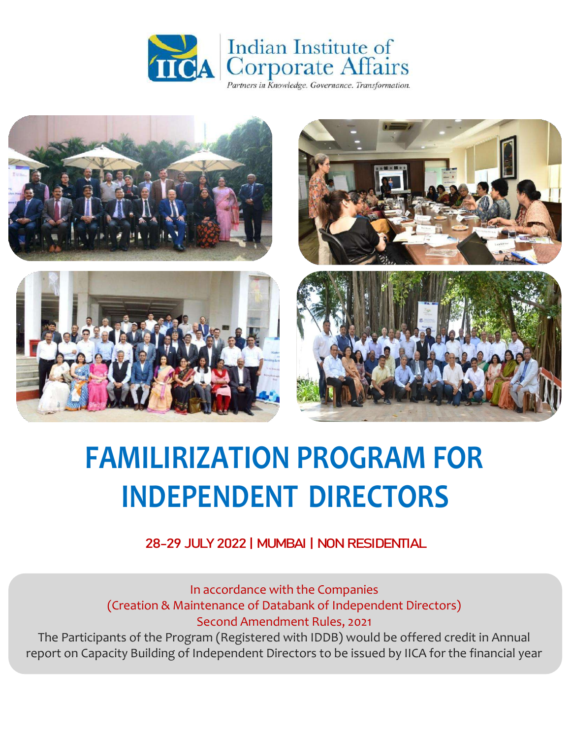Indian Institute of Corporate Affairs

*Partners in Knowledge. Governance. Transformation.*

# FAMILIRIZATION PROGRAM FOR INDEPENDENT DIRECTORS

**28-29 JULY 2022 | MUMBAI | NON RESIDENTIAL**

In accordance with the Companies
(Creation & Maintenance of Databank of Independent Directors)
Second Amendment Rules, 2021

The Participants of the Program (Registered with IDDB) would be offered credit in Annual report on Capacity Building of Independent Directors to be issued by IICA for the financial year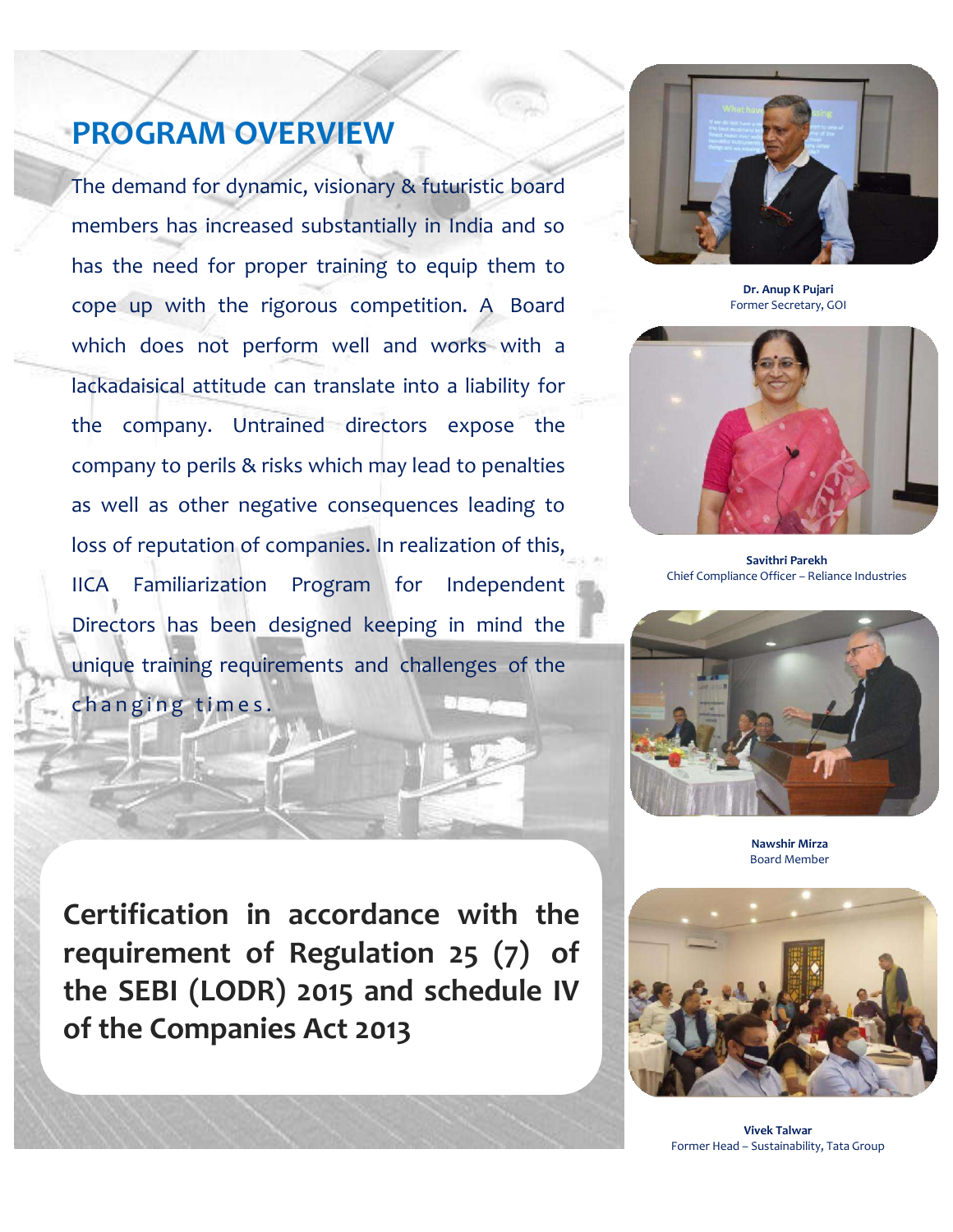# PROGRAM OVERVIEW

The demand for dynamic, visionary & futuristic board members has increased substantially in India and so has the need for proper training to equip them to cope up with the rigorous competition. A Board which does not perform well and works with a lackadaisical attitude can translate into a liability for the company. Untrained directors expose the company to perils & risks which may lead to penalties as well as other negative consequences leading to loss of reputation of companies. In realization of this, IICA Familiarization Program for Independent Directors has been designed keeping in mind the unique training requirements and challenges of the changing times.

**Certification in accordance with the requirement of Regulation 25 (7) of the SEBI (LODR) 2015 and schedule IV of the Companies Act 2013**

**Dr. Anup K Pujari**
Former Secretary, GOI

**Savithri Parekh**
Chief Compliance Officer – Reliance Industries

**Nawshir Mirza**
Board Member

**Vivek Talwar**
Former Head – Sustainability, Tata Group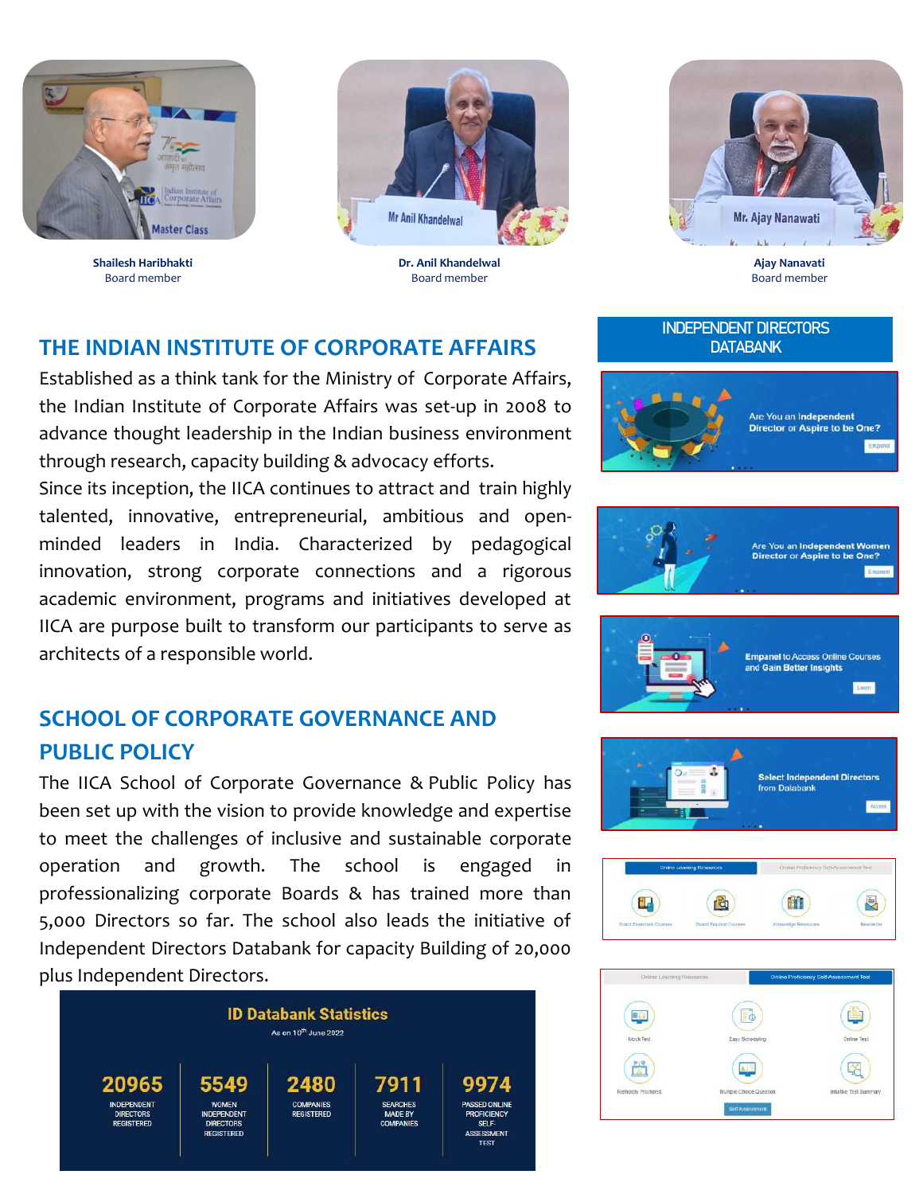**Shailesh Haribhakti**
Board member

**Dr. Anil Khandelwal**
Board member

**Ajay Nanavati**
Board member

## THE INDIAN INSTITUTE OF CORPORATE AFFAIRS

Established as a think tank for the Ministry of Corporate Affairs, the Indian Institute of Corporate Affairs was set-up in 2008 to advance thought leadership in the Indian business environment through research, capacity building & advocacy efforts.
Since its inception, the IICA continues to attract and train highly talented, innovative, entrepreneurial, ambitious and open-minded leaders in India. Characterized by pedagogical innovation, strong corporate connections and a rigorous academic environment, programs and initiatives developed at IICA are purpose built to transform our participants to serve as architects of a responsible world.

## SCHOOL OF CORPORATE GOVERNANCE AND PUBLIC POLICY

The IICA School of Corporate Governance & Public Policy has been set up with the vision to provide knowledge and expertise to meet the challenges of inclusive and sustainable corporate operation and growth. The school is engaged in professionalizing corporate Boards & has trained more than 5,000 Directors so far. The school also leads the initiative of Independent Directors Databank for capacity Building of 20,000 plus Independent Directors.

### ID Databank Statistics

As on 10th June 2022

| 20965 | 5549 | 2480 | 7911 | 9974 |
|---|---|---|---|---|
| INDEPENDENT DIRECTORS REGISTERED | WOMEN INDEPENDENT DIRECTORS REGISTERED | COMPANIES REGISTERED | SEARCHES MADE BY COMPANIES | PASSED ONLINE PROFICIENCY SELF ASSESSMENT TEST |

## INDEPENDENT DIRECTORS DATABANK

Are You an Independent Director or Aspire to be One?
Empanel

Are You an Independent Women Director or Aspire to be One?
Empanel

Empanel to Access Online Courses and Gain Better Insights
Learn

Select Independent Directors from Databank
Access

Online Learning Resources | Online Proficiency Self-Assessment Test

Board Essentials Courses | Board Practical Courses | Knowledge Resources | Newsletter

Online Learning Resources | Online Proficiency Self-Assessment Test

Mock Test | Easy Scheduling | Online Test | Remotely Proctored | Multiple Choice Question | Intuitive Test Summary

Self Assessment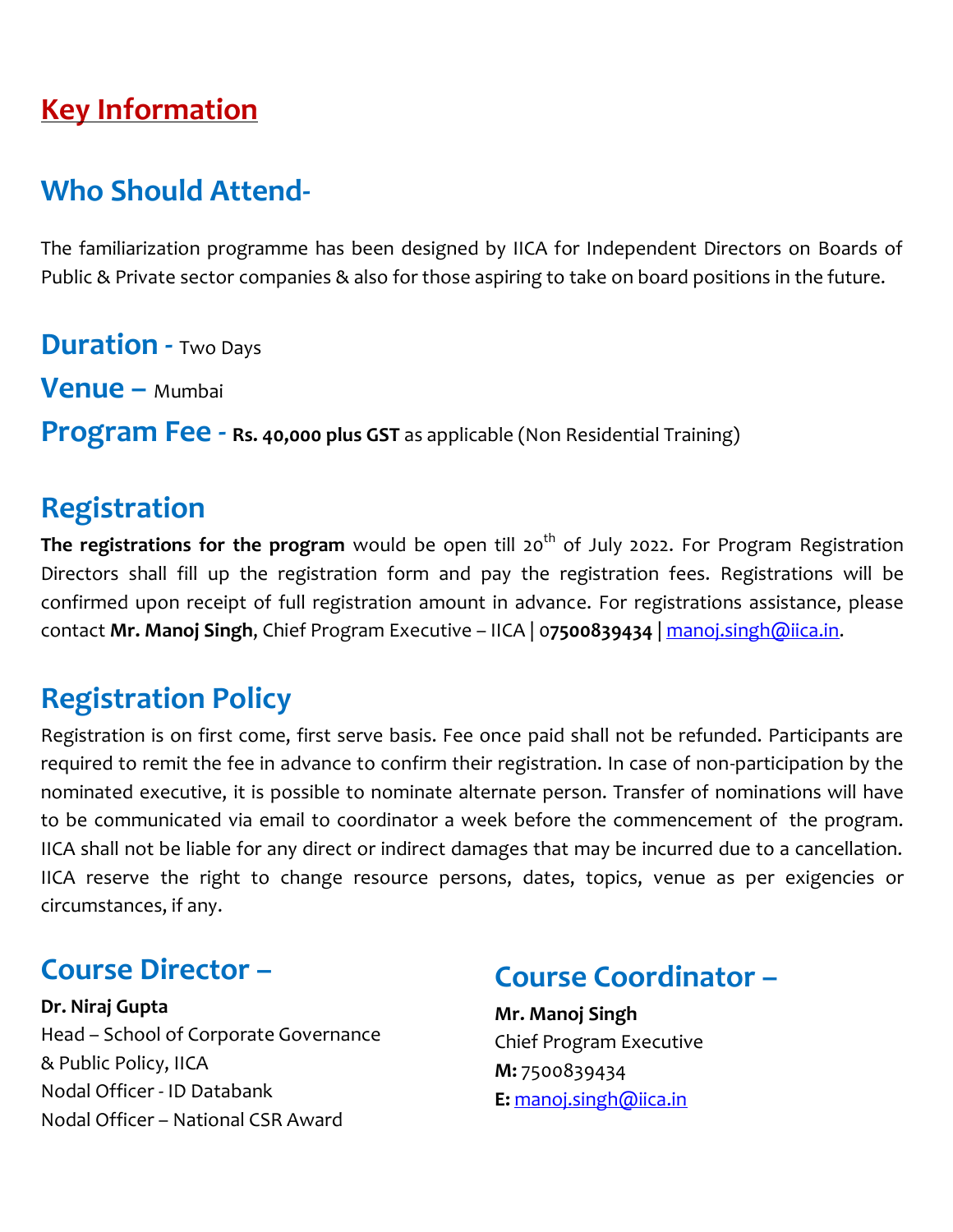# Key Information

## Who Should Attend-

The familiarization programme has been designed by IICA for Independent Directors on Boards of Public & Private sector companies & also for those aspiring to take on board positions in the future.

**Duration -** Two Days

**Venue –** Mumbai

**Program Fee -** **Rs. 40,000 plus GST** as applicable (Non Residential Training)

## Registration

**The registrations for the program** would be open till 20th of July 2022. For Program Registration Directors shall fill up the registration form and pay the registration fees. Registrations will be confirmed upon receipt of full registration amount in advance. For registrations assistance, please contact **Mr. Manoj Singh**, Chief Program Executive – IICA | 0**7500839434** | manoj.singh@iica.in.

## Registration Policy

Registration is on first come, first serve basis. Fee once paid shall not be refunded. Participants are required to remit the fee in advance to confirm their registration. In case of non-participation by the nominated executive, it is possible to nominate alternate person. Transfer of nominations will have to be communicated via email to coordinator a week before the commencement of the program. IICA shall not be liable for any direct or indirect damages that may be incurred due to a cancellation. IICA reserve the right to change resource persons, dates, topics, venue as per exigencies or circumstances, if any.

## Course Director –

**Dr. Niraj Gupta**
Head – School of Corporate Governance & Public Policy, IICA
Nodal Officer - ID Databank
Nodal Officer – National CSR Award

## Course Coordinator –

**Mr. Manoj Singh**
Chief Program Executive
**M:** 7500839434
**E:** manoj.singh@iica.in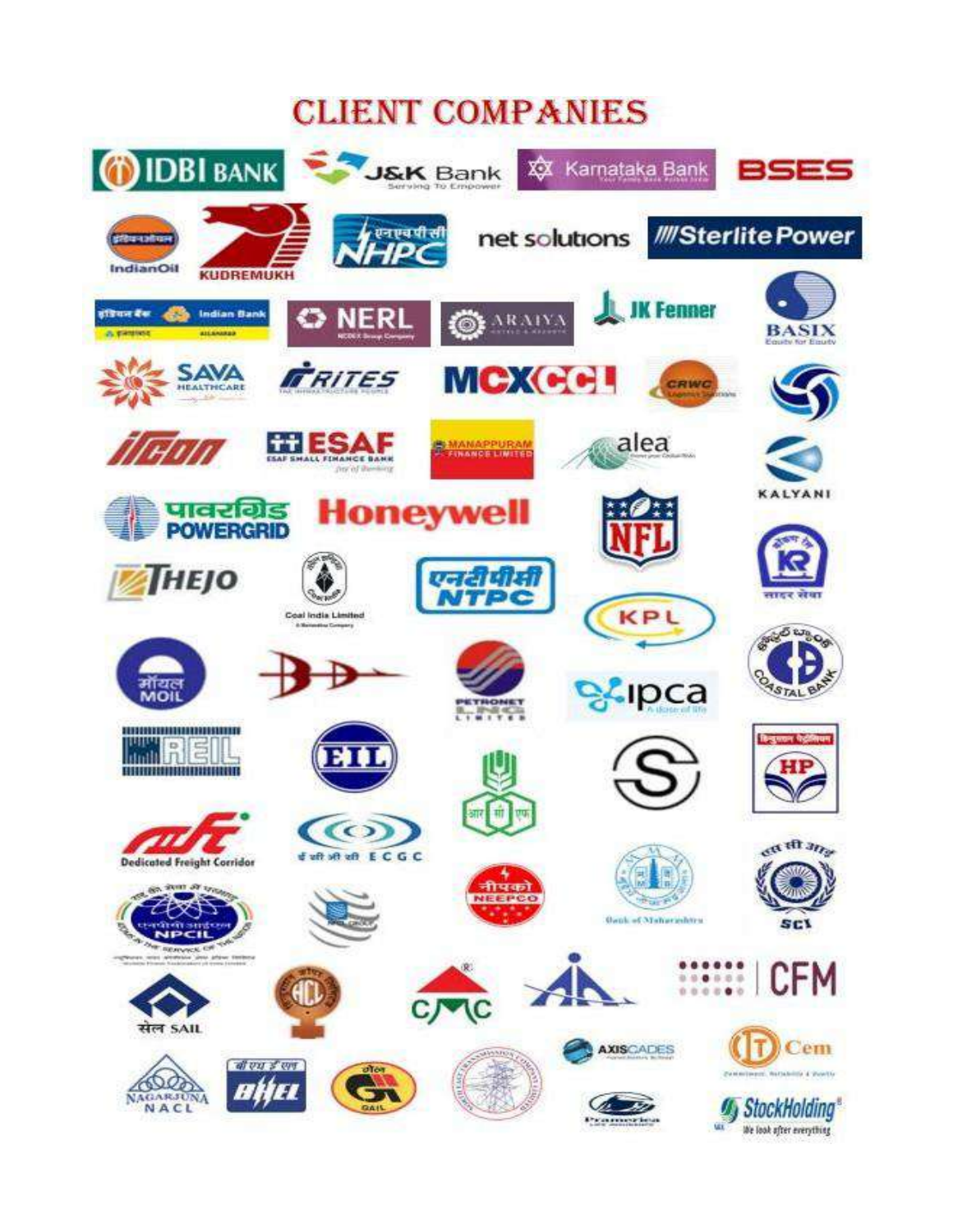# CLIENT COMPANIES